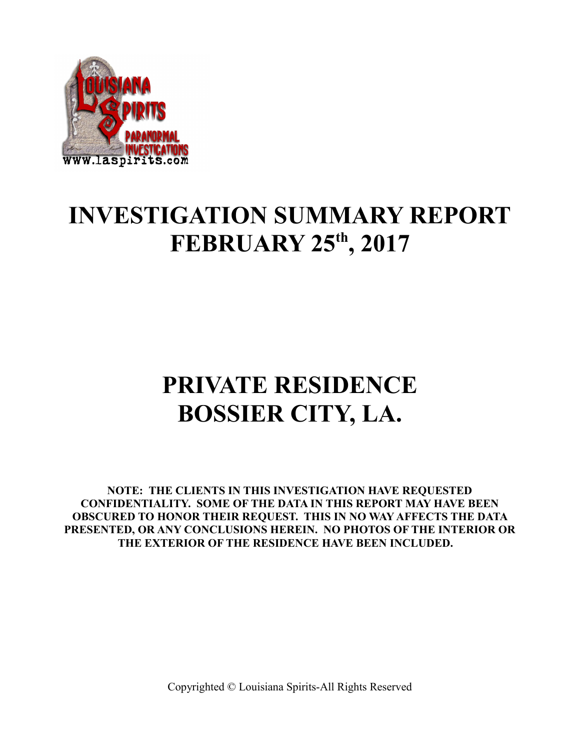# INVESTIGATION SUMMARY REPORT
# FEBRUARY 25th, 2017

# PRIVATE RESIDENCE
# BOSSIER CITY, LA.

**NOTE: THE CLIENTS IN THIS INVESTIGATION HAVE REQUESTED CONFIDENTIALITY. SOME OF THE DATA IN THIS REPORT MAY HAVE BEEN OBSCURED TO HONOR THEIR REQUEST. THIS IN NO WAY AFFECTS THE DATA PRESENTED, OR ANY CONCLUSIONS HEREIN. NO PHOTOS OF THE INTERIOR OR THE EXTERIOR OF THE RESIDENCE HAVE BEEN INCLUDED.**

Copyrighted © Louisiana Spirits-All Rights Reserved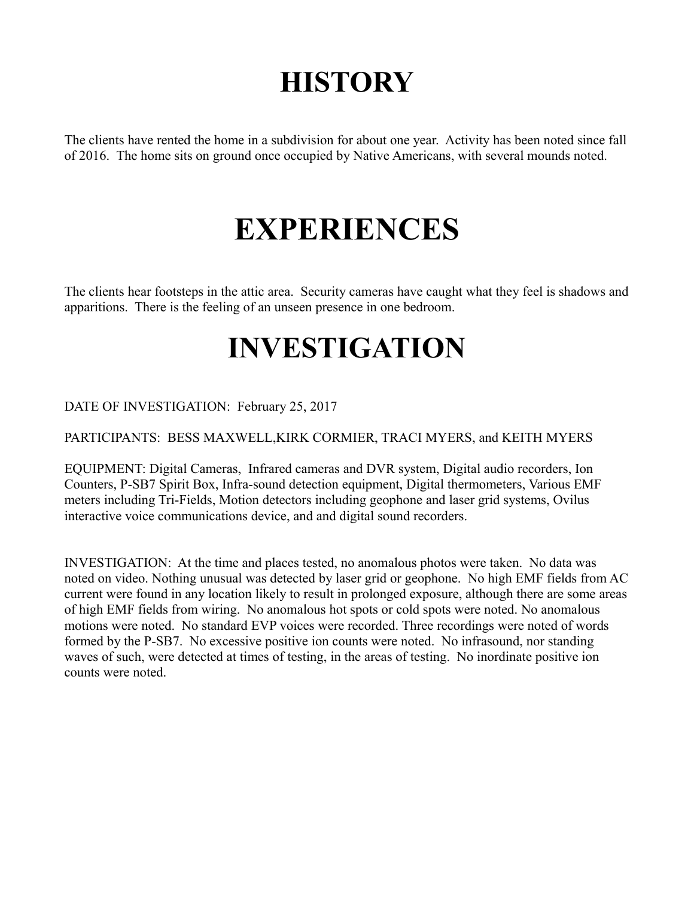# HISTORY

The clients have rented the home in a subdivision for about one year. Activity has been noted since fall of 2016. The home sits on ground once occupied by Native Americans, with several mounds noted.

# EXPERIENCES

The clients hear footsteps in the attic area. Security cameras have caught what they feel is shadows and apparitions. There is the feeling of an unseen presence in one bedroom.

# INVESTIGATION

DATE OF INVESTIGATION: February 25, 2017

PARTICIPANTS: BESS MAXWELL,KIRK CORMIER, TRACI MYERS, and KEITH MYERS

EQUIPMENT: Digital Cameras, Infrared cameras and DVR system, Digital audio recorders, Ion Counters, P-SB7 Spirit Box, Infra-sound detection equipment, Digital thermometers, Various EMF meters including Tri-Fields, Motion detectors including geophone and laser grid systems, Ovilus interactive voice communications device, and and digital sound recorders.

INVESTIGATION: At the time and places tested, no anomalous photos were taken. No data was noted on video. Nothing unusual was detected by laser grid or geophone. No high EMF fields from AC current were found in any location likely to result in prolonged exposure, although there are some areas of high EMF fields from wiring. No anomalous hot spots or cold spots were noted. No anomalous motions were noted. No standard EVP voices were recorded. Three recordings were noted of words formed by the P-SB7. No excessive positive ion counts were noted. No infrasound, nor standing waves of such, were detected at times of testing, in the areas of testing. No inordinate positive ion counts were noted.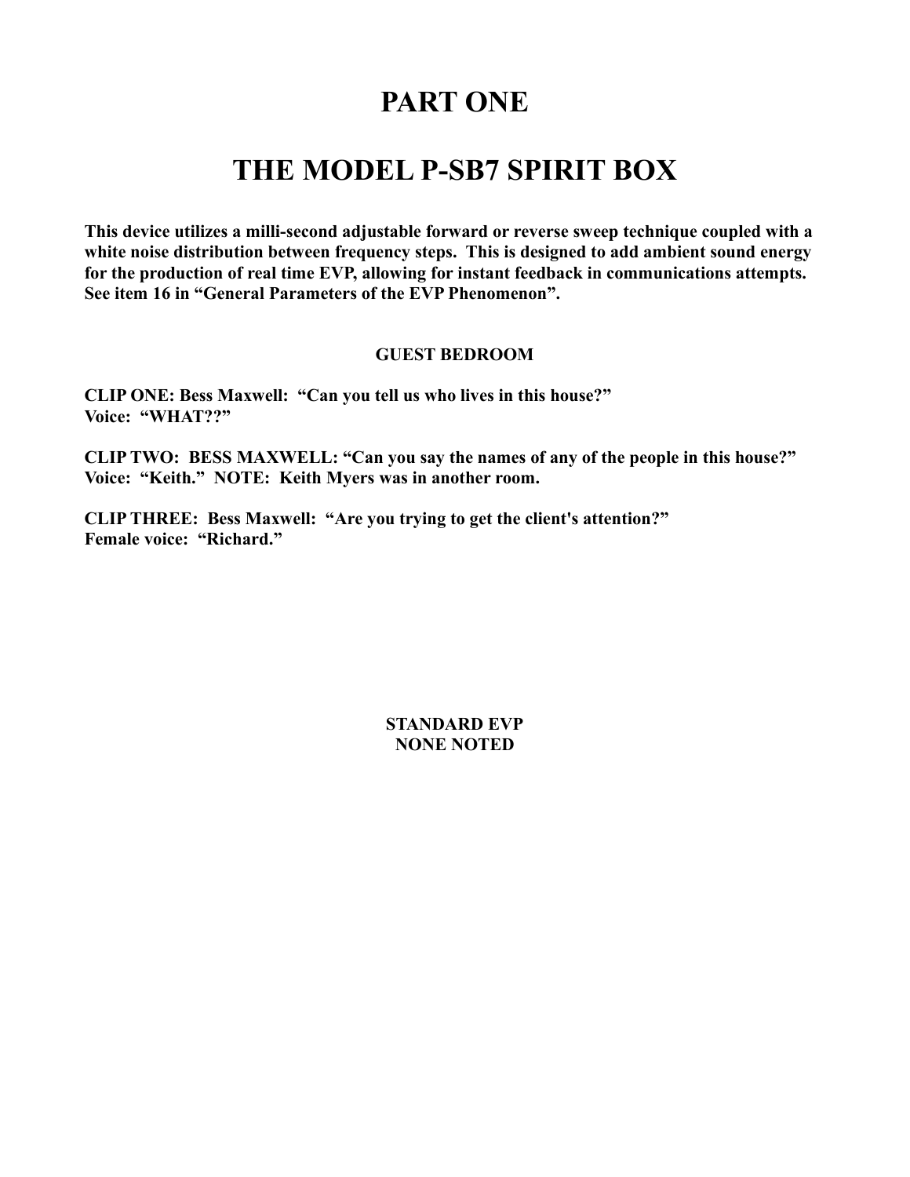# PART ONE

# THE MODEL P-SB7 SPIRIT BOX

**This device utilizes a milli-second adjustable forward or reverse sweep technique coupled with a white noise distribution between frequency steps. This is designed to add ambient sound energy for the production of real time EVP, allowing for instant feedback in communications attempts. See item 16 in "General Parameters of the EVP Phenomenon".**

**GUEST BEDROOM**

**CLIP ONE: Bess Maxwell: "Can you tell us who lives in this house?"**
**Voice: "WHAT??"**

**CLIP TWO: BESS MAXWELL: "Can you say the names of any of the people in this house?"**
**Voice: "Keith." NOTE: Keith Myers was in another room.**

**CLIP THREE: Bess Maxwell: "Are you trying to get the client's attention?"**
**Female voice: "Richard."**

**STANDARD EVP**
**NONE NOTED**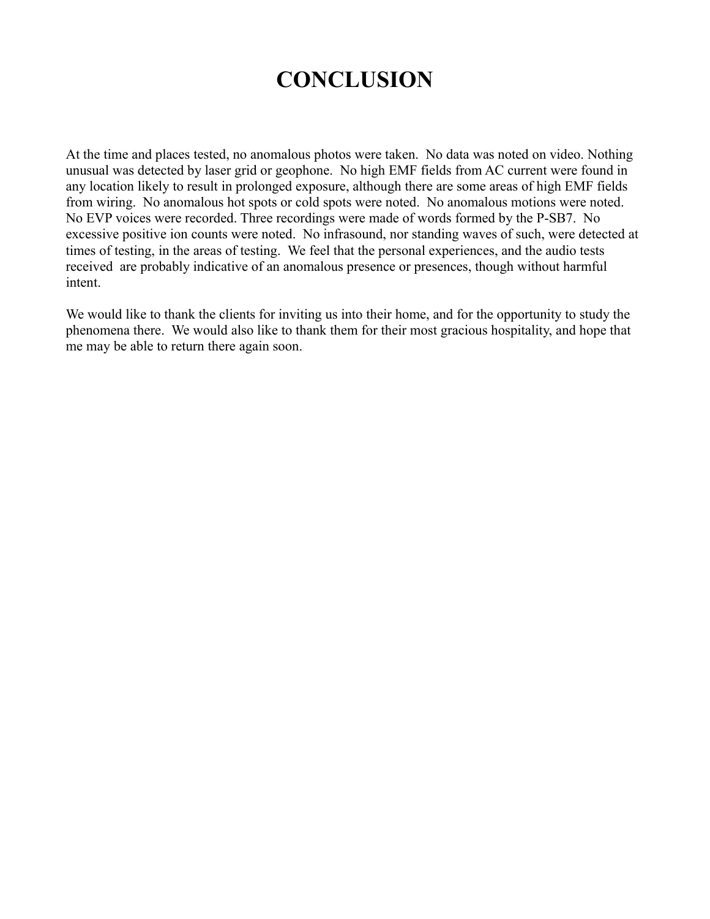# CONCLUSION

At the time and places tested, no anomalous photos were taken. No data was noted on video. Nothing unusual was detected by laser grid or geophone. No high EMF fields from AC current were found in any location likely to result in prolonged exposure, although there are some areas of high EMF fields from wiring. No anomalous hot spots or cold spots were noted. No anomalous motions were noted. No EVP voices were recorded. Three recordings were made of words formed by the P-SB7. No excessive positive ion counts were noted. No infrasound, nor standing waves of such, were detected at times of testing, in the areas of testing. We feel that the personal experiences, and the audio tests received are probably indicative of an anomalous presence or presences, though without harmful intent.

We would like to thank the clients for inviting us into their home, and for the opportunity to study the phenomena there. We would also like to thank them for their most gracious hospitality, and hope that me may be able to return there again soon.